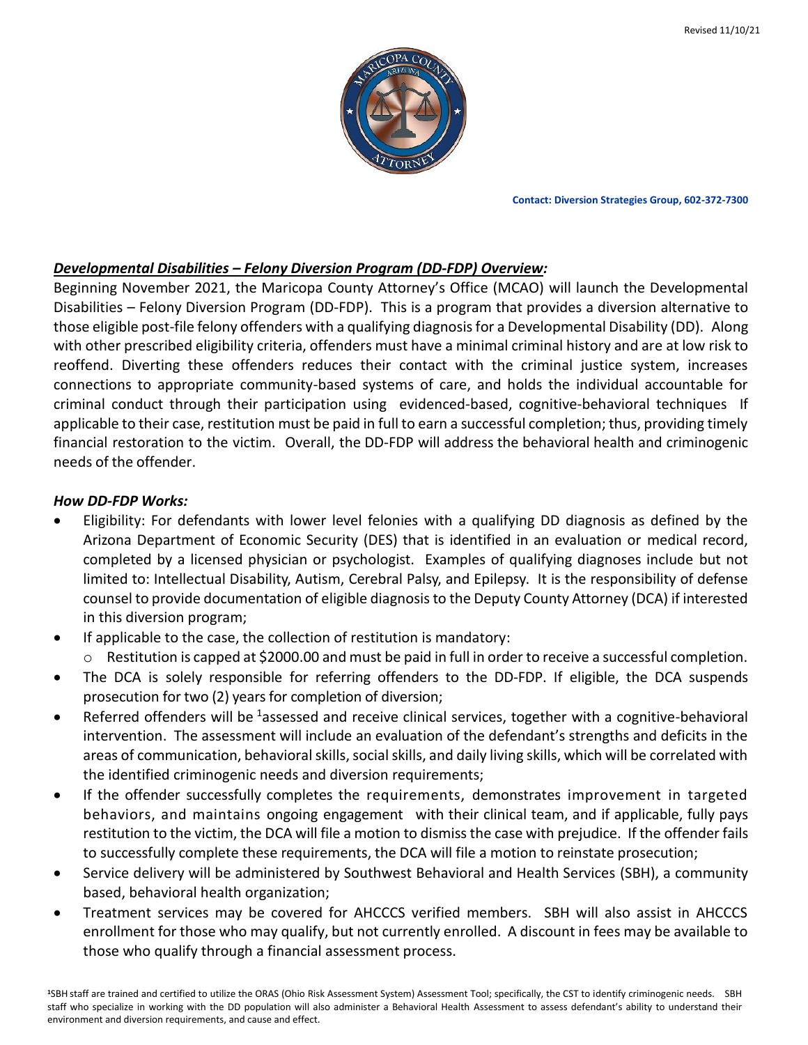Revised 11/10/21

**Contact: Diversion Strategies Group, 602-372-7300**

### ***Developmental Disabilities – Felony Diversion Program (DD-FDP) Overview:***

Beginning November 2021, the Maricopa County Attorney's Office (MCAO) will launch the Developmental Disabilities – Felony Diversion Program (DD-FDP). This is a program that provides a diversion alternative to those eligible post-file felony offenders with a qualifying diagnosis for a Developmental Disability (DD). Along with other prescribed eligibility criteria, offenders must have a minimal criminal history and are at low risk to reoffend. Diverting these offenders reduces their contact with the criminal justice system, increases connections to appropriate community-based systems of care, and holds the individual accountable for criminal conduct through their participation using evidenced-based, cognitive-behavioral techniques If applicable to their case, restitution must be paid in full to earn a successful completion; thus, providing timely financial restoration to the victim. Overall, the DD-FDP will address the behavioral health and criminogenic needs of the offender.

### ***How DD-FDP Works:***

- Eligibility: For defendants with lower level felonies with a qualifying DD diagnosis as defined by the Arizona Department of Economic Security (DES) that is identified in an evaluation or medical record, completed by a licensed physician or psychologist. Examples of qualifying diagnoses include but not limited to: Intellectual Disability, Autism, Cerebral Palsy, and Epilepsy. It is the responsibility of defense counsel to provide documentation of eligible diagnosis to the Deputy County Attorney (DCA) if interested in this diversion program;
- If applicable to the case, the collection of restitution is mandatory:
  - Restitution is capped at $2000.00 and must be paid in full in order to receive a successful completion.
- The DCA is solely responsible for referring offenders to the DD-FDP. If eligible, the DCA suspends prosecution for two (2) years for completion of diversion;
- Referred offenders will be [1]assessed and receive clinical services, together with a cognitive-behavioral intervention. The assessment will include an evaluation of the defendant's strengths and deficits in the areas of communication, behavioral skills, social skills, and daily living skills, which will be correlated with the identified criminogenic needs and diversion requirements;
- If the offender successfully completes the requirements, demonstrates improvement in targeted behaviors, and maintains ongoing engagement with their clinical team, and if applicable, fully pays restitution to the victim, the DCA will file a motion to dismiss the case with prejudice. If the offender fails to successfully complete these requirements, the DCA will file a motion to reinstate prosecution;
- Service delivery will be administered by Southwest Behavioral and Health Services (SBH), a community based, behavioral health organization;
- Treatment services may be covered for AHCCCS verified members. SBH will also assist in AHCCCS enrollment for those who may qualify, but not currently enrolled. A discount in fees may be available to those who qualify through a financial assessment process.

[1]SBH staff are trained and certified to utilize the ORAS (Ohio Risk Assessment System) Assessment Tool; specifically, the CST to identify criminogenic needs. SBH staff who specialize in working with the DD population will also administer a Behavioral Health Assessment to assess defendant's ability to understand their environment and diversion requirements, and cause and effect.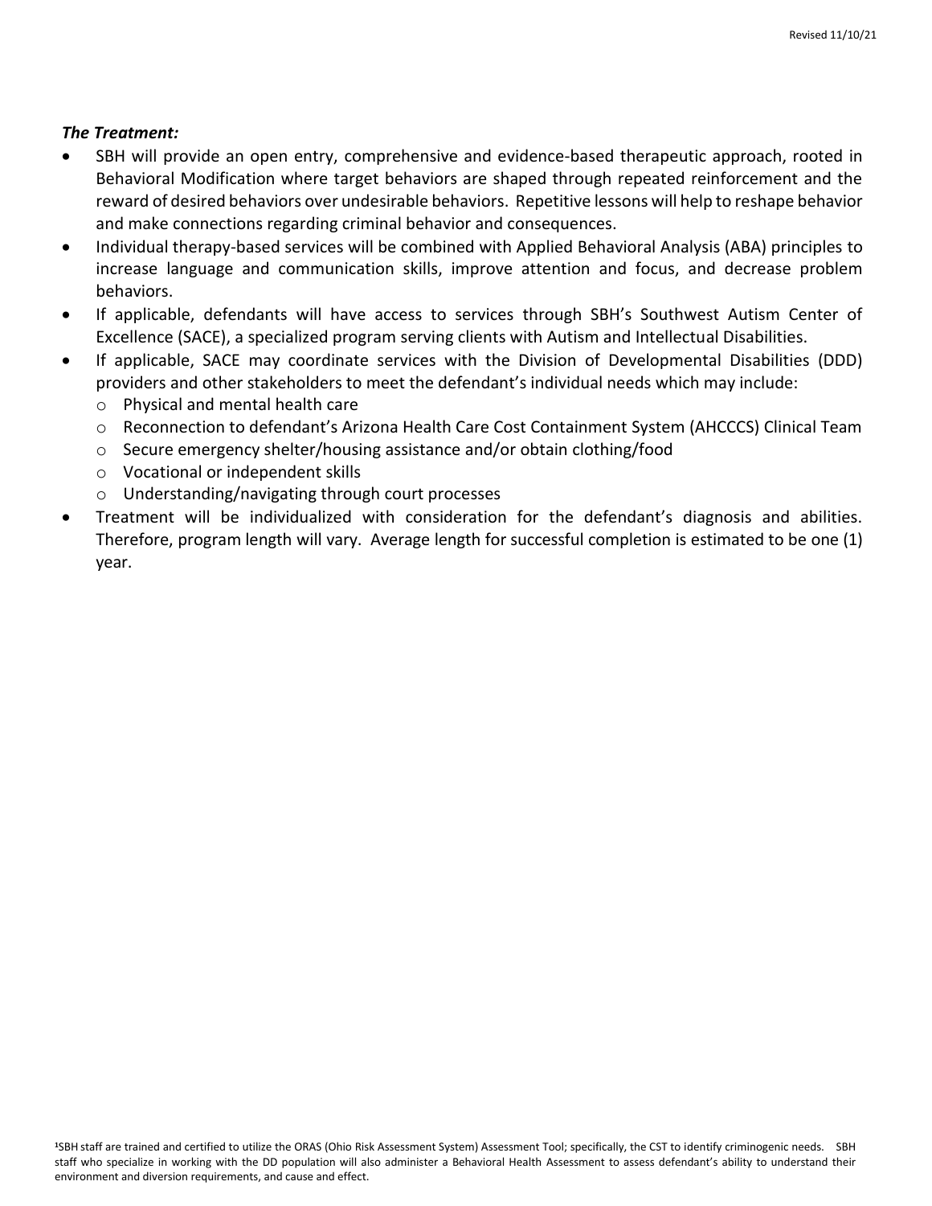***The Treatment:***

- SBH will provide an open entry, comprehensive and evidence-based therapeutic approach, rooted in Behavioral Modification where target behaviors are shaped through repeated reinforcement and the reward of desired behaviors over undesirable behaviors. Repetitive lessons will help to reshape behavior and make connections regarding criminal behavior and consequences.
- Individual therapy-based services will be combined with Applied Behavioral Analysis (ABA) principles to increase language and communication skills, improve attention and focus, and decrease problem behaviors.
- If applicable, defendants will have access to services through SBH's Southwest Autism Center of Excellence (SACE), a specialized program serving clients with Autism and Intellectual Disabilities.
- If applicable, SACE may coordinate services with the Division of Developmental Disabilities (DDD) providers and other stakeholders to meet the defendant's individual needs which may include:
  - Physical and mental health care
  - Reconnection to defendant's Arizona Health Care Cost Containment System (AHCCCS) Clinical Team
  - Secure emergency shelter/housing assistance and/or obtain clothing/food
  - Vocational or independent skills
  - Understanding/navigating through court processes
- Treatment will be individualized with consideration for the defendant's diagnosis and abilities. Therefore, program length will vary. Average length for successful completion is estimated to be one (1) year.

[1]SBH staff are trained and certified to utilize the ORAS (Ohio Risk Assessment System) Assessment Tool; specifically, the CST to identify criminogenic needs. SBH staff who specialize in working with the DD population will also administer a Behavioral Health Assessment to assess defendant's ability to understand their environment and diversion requirements, and cause and effect.